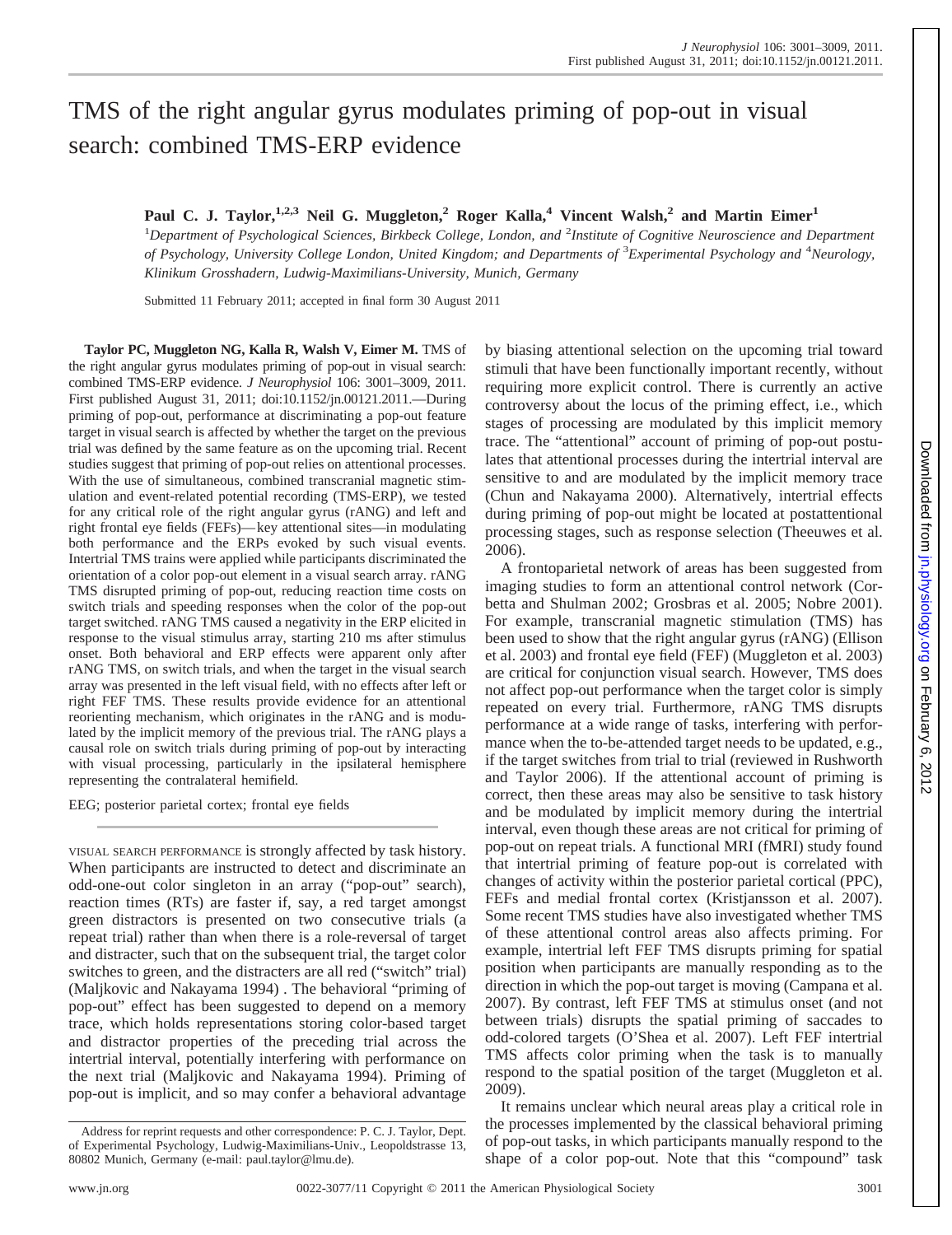# TMS of the right angular gyrus modulates priming of pop-out in visual search: combined TMS-ERP evidence

**Paul C. J. Taylor,[1,2,3] Neil G. Muggleton,[2] Roger Kalla,[4] Vincent Walsh,[2] and Martin Eimer[1]**

[1]*Department of Psychological Sciences, Birkbeck College, London, and* [2]*Institute of Cognitive Neuroscience and Department of Psychology, University College London, United Kingdom; and Departments of* [3]*Experimental Psychology and* [4]*Neurology, Klinikum Grosshadern, Ludwig-Maximilians-University, Munich, Germany*

Submitted 11 February 2011; accepted in final form 30 August 2011

**Taylor PC, Muggleton NG, Kalla R, Walsh V, Eimer M.** TMS of the right angular gyrus modulates priming of pop-out in visual search: combined TMS-ERP evidence. *J Neurophysiol* 106: 3001–3009, 2011. First published August 31, 2011; doi:10.1152/jn.00121.2011.—During priming of pop-out, performance at discriminating a pop-out feature target in visual search is affected by whether the target on the previous trial was defined by the same feature as on the upcoming trial. Recent studies suggest that priming of pop-out relies on attentional processes. With the use of simultaneous, combined transcranial magnetic stimulation and event-related potential recording (TMS-ERP), we tested for any critical role of the right angular gyrus (rANG) and left and right frontal eye fields (FEFs)—key attentional sites—in modulating both performance and the ERPs evoked by such visual events. Intertrial TMS trains were applied while participants discriminated the orientation of a color pop-out element in a visual search array. rANG TMS disrupted priming of pop-out, reducing reaction time costs on switch trials and speeding responses when the color of the pop-out target switched. rANG TMS caused a negativity in the ERP elicited in response to the visual stimulus array, starting 210 ms after stimulus onset. Both behavioral and ERP effects were apparent only after rANG TMS, on switch trials, and when the target in the visual search array was presented in the left visual field, with no effects after left or right FEF TMS. These results provide evidence for an attentional reorienting mechanism, which originates in the rANG and is modulated by the implicit memory of the previous trial. The rANG plays a causal role on switch trials during priming of pop-out by interacting with visual processing, particularly in the ipsilateral hemisphere representing the contralateral hemifield.

EEG; posterior parietal cortex; frontal eye fields

VISUAL SEARCH PERFORMANCE is strongly affected by task history. When participants are instructed to detect and discriminate an odd-one-out color singleton in an array ("pop-out" search), reaction times (RTs) are faster if, say, a red target amongst green distractors is presented on two consecutive trials (a repeat trial) rather than when there is a role-reversal of target and distracter, such that on the subsequent trial, the target color switches to green, and the distracters are all red ("switch" trial) (Maljkovic and Nakayama 1994) . The behavioral "priming of pop-out" effect has been suggested to depend on a memory trace, which holds representations storing color-based target and distractor properties of the preceding trial across the intertrial interval, potentially interfering with performance on the next trial (Maljkovic and Nakayama 1994). Priming of pop-out is implicit, and so may confer a behavioral advantage by biasing attentional selection on the upcoming trial toward stimuli that have been functionally important recently, without requiring more explicit control. There is currently an active controversy about the locus of the priming effect, i.e., which stages of processing are modulated by this implicit memory trace. The "attentional" account of priming of pop-out postulates that attentional processes during the intertrial interval are sensitive to and are modulated by the implicit memory trace (Chun and Nakayama 2000). Alternatively, intertrial effects during priming of pop-out might be located at postattentional processing stages, such as response selection (Theeuwes et al. 2006).

A frontoparietal network of areas has been suggested from imaging studies to form an attentional control network (Corbetta and Shulman 2002; Grosbras et al. 2005; Nobre 2001). For example, transcranial magnetic stimulation (TMS) has been used to show that the right angular gyrus (rANG) (Ellison et al. 2003) and frontal eye field (FEF) (Muggleton et al. 2003) are critical for conjunction visual search. However, TMS does not affect pop-out performance when the target color is simply repeated on every trial. Furthermore, rANG TMS disrupts performance at a wide range of tasks, interfering with performance when the to-be-attended target needs to be updated, e.g., if the target switches from trial to trial (reviewed in Rushworth and Taylor 2006). If the attentional account of priming is correct, then these areas may also be sensitive to task history and be modulated by implicit memory during the intertrial interval, even though these areas are not critical for priming of pop-out on repeat trials. A functional MRI (fMRI) study found that intertrial priming of feature pop-out is correlated with changes of activity within the posterior parietal cortical (PPC), FEFs and medial frontal cortex (Kristjansson et al. 2007). Some recent TMS studies have also investigated whether TMS of these attentional control areas also affects priming. For example, intertrial left FEF TMS disrupts priming for spatial position when participants are manually responding as to the direction in which the pop-out target is moving (Campana et al. 2007). By contrast, left FEF TMS at stimulus onset (and not between trials) disrupts the spatial priming of saccades to odd-colored targets (O'Shea et al. 2007). Left FEF intertrial TMS affects color priming when the task is to manually respond to the spatial position of the target (Muggleton et al. 2009).

It remains unclear which neural areas play a critical role in the processes implemented by the classical behavioral priming of pop-out tasks, in which participants manually respond to the shape of a color pop-out. Note that this "compound" task

Address for reprint requests and other correspondence: P. C. J. Taylor, Dept. of Experimental Psychology, Ludwig-Maximilians-Univ., Leopoldstrasse 13, 80802 Munich, Germany (e-mail: paul.taylor@lmu.de).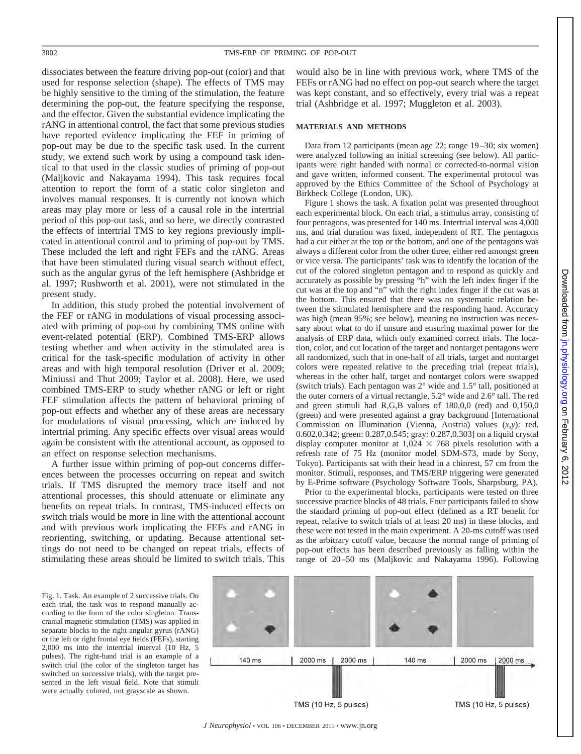dissociates between the feature driving pop-out (color) and that used for response selection (shape). The effects of TMS may be highly sensitive to the timing of the stimulation, the feature determining the pop-out, the feature specifying the response, and the effector. Given the substantial evidence implicating the rANG in attentional control, the fact that some previous studies have reported evidence implicating the FEF in priming of pop-out may be due to the specific task used. In the current study, we extend such work by using a compound task identical to that used in the classic studies of priming of pop-out (Maljkovic and Nakayama 1994). This task requires focal attention to report the form of a static color singleton and involves manual responses. It is currently not known which areas may play more or less of a causal role in the intertrial period of this pop-out task, and so here, we directly contrasted the effects of intertrial TMS to key regions previously implicated in attentional control and to priming of pop-out by TMS. These included the left and right FEFs and the rANG. Areas that have been stimulated during visual search without effect, such as the angular gyrus of the left hemisphere (Ashbridge et al. 1997; Rushworth et al. 2001), were not stimulated in the present study.

In addition, this study probed the potential involvement of the FEF or rANG in modulations of visual processing associated with priming of pop-out by combining TMS online with event-related potential (ERP). Combined TMS-ERP allows testing whether and when activity in the stimulated area is critical for the task-specific modulation of activity in other areas and with high temporal resolution (Driver et al. 2009; Miniussi and Thut 2009; Taylor et al. 2008). Here, we used combined TMS-ERP to study whether rANG or left or right FEF stimulation affects the pattern of behavioral priming of pop-out effects and whether any of these areas are necessary for modulations of visual processing, which are induced by intertrial priming. Any specific effects over visual areas would again be consistent with the attentional account, as opposed to an effect on response selection mechanisms.

A further issue within priming of pop-out concerns differences between the processes occurring on repeat and switch trials. If TMS disrupted the memory trace itself and not attentional processes, this should attenuate or eliminate any benefits on repeat trials. In contrast, TMS-induced effects on switch trials would be more in line with the attentional account and with previous work implicating the FEFs and rANG in reorienting, switching, or updating. Because attentional settings do not need to be changed on repeat trials, effects of stimulating these areas should be limited to switch trials. This would also be in line with previous work, where TMS of the FEFs or rANG had no effect on pop-out search where the target was kept constant, and so effectively, every trial was a repeat trial (Ashbridge et al. 1997; Muggleton et al. 2003).

## MATERIALS AND METHODS

Data from 12 participants (mean age 22; range 19–30; six women) were analyzed following an initial screening (see below). All participants were right handed with normal or corrected-to-normal vision and gave written, informed consent. The experimental protocol was approved by the Ethics Committee of the School of Psychology at Birkbeck College (London, UK).

Figure 1 shows the task. A fixation point was presented throughout each experimental block. On each trial, a stimulus array, consisting of four pentagons, was presented for 140 ms. Intertrial interval was 4,000 ms, and trial duration was fixed, independent of RT. The pentagons had a cut either at the top or the bottom, and one of the pentagons was always a different color from the other three, either red amongst green or vice versa. The participants' task was to identify the location of the cut of the colored singleton pentagon and to respond as quickly and accurately as possible by pressing "h" with the left index finger if the cut was at the top and "n" with the right index finger if the cut was at the bottom. This ensured that there was no systematic relation between the stimulated hemisphere and the responding hand. Accuracy was high (mean 95%; see below), meaning no instruction was necessary about what to do if unsure and ensuring maximal power for the analysis of ERP data, which only examined correct trials. The location, color, and cut location of the target and nontarget pentagons were all randomized, such that in one-half of all trials, target and nontarget colors were repeated relative to the preceding trial (repeat trials), whereas in the other half, target and nontarget colors were swapped (switch trials). Each pentagon was 2° wide and 1.5° tall, positioned at the outer corners of a virtual rectangle, 5.2° wide and 2.6° tall. The red and green stimuli had R,G,B values of 180,0,0 (red) and 0,150,0 (green) and were presented against a gray background [International Commission on Illumination (Vienna, Austria) values (*x*,*y*): red, 0.602,0.342; green: 0.287,0.545; gray: 0.287,0.303] on a liquid crystal display computer monitor at 1,024 × 768 pixels resolution with a refresh rate of 75 Hz (monitor model SDM-S73, made by Sony, Tokyo). Participants sat with their head in a chinrest, 57 cm from the monitor. Stimuli, responses, and TMS/ERP triggering were generated by E-Prime software (Psychology Software Tools, Sharpsburg, PA).

Prior to the experimental blocks, participants were tested on three successive practice blocks of 48 trials. Four participants failed to show the standard priming of pop-out effect (defined as a RT benefit for repeat, relative to switch trials of at least 20 ms) in these blocks, and these were not tested in the main experiment. A 20-ms cutoff was used as the arbitrary cutoff value, because the normal range of priming of pop-out effects has been described previously as falling within the range of 20–50 ms (Maljkovic and Nakayama 1996). Following

140 ms
2000 ms
2000 ms
140 ms
2000 ms
2000 ms
TMS (10 Hz, 5 pulses)
TMS (10 Hz, 5 pulses)

Fig. 1. Task. An example of 2 successive trials. On each trial, the task was to respond manually according to the form of the color singleton. Transcranial magnetic stimulation (TMS) was applied in separate blocks to the right angular gyrus (rANG) or the left or right frontal eye fields (FEFs), starting 2,000 ms into the intertrial interval (10 Hz, 5 pulses). The right-hand trial is an example of a switch trial (the color of the singleton target has switched on successive trials), with the target presented in the left visual field. Note that stimuli were actually colored, not grayscale as shown.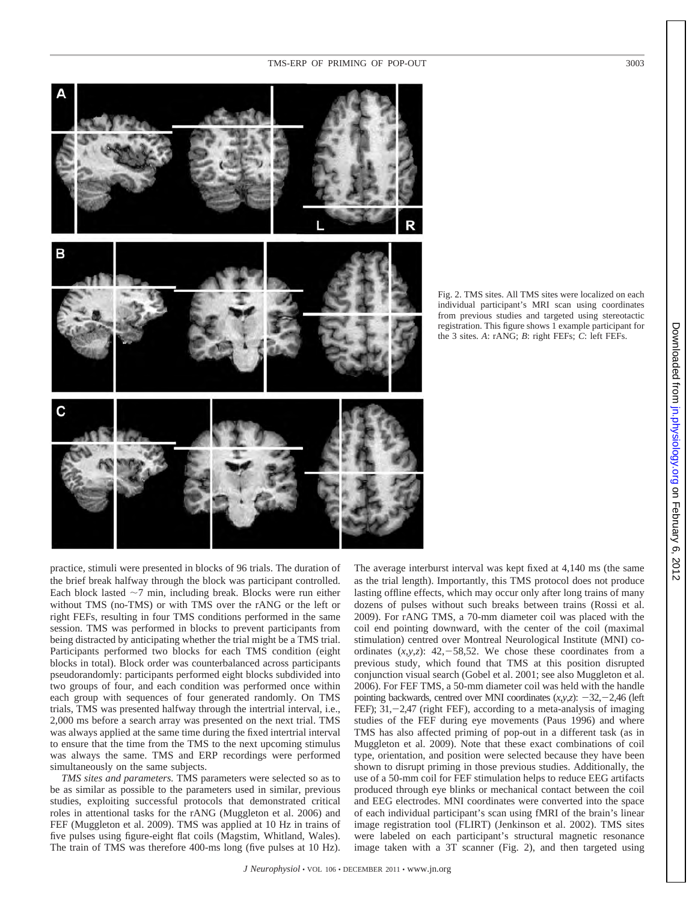Fig. 2. TMS sites. All TMS sites were localized on each individual participant's MRI scan using coordinates from previous studies and targeted using stereotactic registration. This figure shows 1 example participant for the 3 sites. *A*: rANG; *B*: right FEFs; *C*: left FEFs.

practice, stimuli were presented in blocks of 96 trials. The duration of the brief break halfway through the block was participant controlled. Each block lasted ~7 min, including break. Blocks were run either without TMS (no-TMS) or with TMS over the rANG or the left or right FEFs, resulting in four TMS conditions performed in the same session. TMS was performed in blocks to prevent participants from being distracted by anticipating whether the trial might be a TMS trial. Participants performed two blocks for each TMS condition (eight blocks in total). Block order was counterbalanced across participants pseudorandomly: participants performed eight blocks subdivided into two groups of four, and each condition was performed once within each group with sequences of four generated randomly. On TMS trials, TMS was presented halfway through the intertrial interval, i.e., 2,000 ms before a search array was presented on the next trial. TMS was always applied at the same time during the fixed intertrial interval to ensure that the time from the TMS to the next upcoming stimulus was always the same. TMS and ERP recordings were performed simultaneously on the same subjects.

*TMS sites and parameters.* TMS parameters were selected so as to be as similar as possible to the parameters used in similar, previous studies, exploiting successful protocols that demonstrated critical roles in attentional tasks for the rANG (Muggleton et al. 2006) and FEF (Muggleton et al. 2009). TMS was applied at 10 Hz in trains of five pulses using figure-eight flat coils (Magstim, Whitland, Wales). The train of TMS was therefore 400-ms long (five pulses at 10 Hz). The average interburst interval was kept fixed at 4,140 ms (the same as the trial length). Importantly, this TMS protocol does not produce lasting offline effects, which may occur only after long trains of many dozens of pulses without such breaks between trains (Rossi et al. 2009). For rANG TMS, a 70-mm diameter coil was placed with the coil end pointing downward, with the center of the coil (maximal stimulation) centred over Montreal Neurological Institute (MNI) coordinates ($x$,$y$,$z$): 42,−58,52. We chose these coordinates from a previous study, which found that TMS at this position disrupted conjunction visual search (Gobel et al. 2001; see also Muggleton et al. 2006). For FEF TMS, a 50-mm diameter coil was held with the handle pointing backwards, centred over MNI coordinates ($x$,$y$,$z$): −32,−2,46 (left FEF); 31,−2,47 (right FEF), according to a meta-analysis of imaging studies of the FEF during eye movements (Paus 1996) and where TMS has also affected priming of pop-out in a different task (as in Muggleton et al. 2009). Note that these exact combinations of coil type, orientation, and position were selected because they have been shown to disrupt priming in those previous studies. Additionally, the use of a 50-mm coil for FEF stimulation helps to reduce EEG artifacts produced through eye blinks or mechanical contact between the coil and EEG electrodes. MNI coordinates were converted into the space of each individual participant's scan using fMRI of the brain's linear image registration tool (FLIRT) (Jenkinson et al. 2002). TMS sites were labeled on each participant's structural magnetic resonance image taken with a 3T scanner (Fig. 2), and then targeted using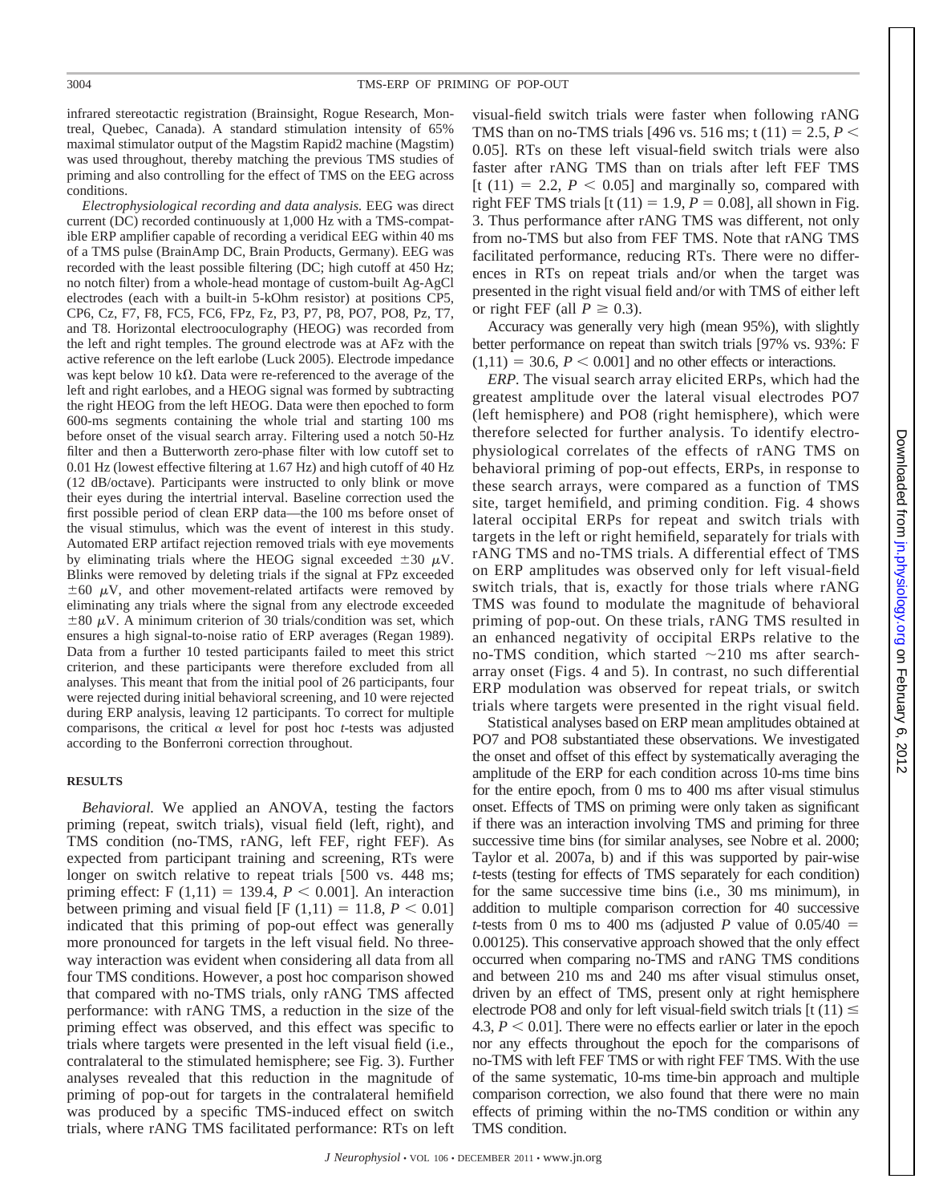infrared stereotactic registration (Brainsight, Rogue Research, Montreal, Quebec, Canada). A standard stimulation intensity of 65% maximal stimulator output of the Magstim Rapid2 machine (Magstim) was used throughout, thereby matching the previous TMS studies of priming and also controlling for the effect of TMS on the EEG across conditions.

*Electrophysiological recording and data analysis.* EEG was direct current (DC) recorded continuously at 1,000 Hz with a TMS-compatible ERP amplifier capable of recording a veridical EEG within 40 ms of a TMS pulse (BrainAmp DC, Brain Products, Germany). EEG was recorded with the least possible filtering (DC; high cutoff at 450 Hz; no notch filter) from a whole-head montage of custom-built Ag-AgCl electrodes (each with a built-in 5-kOhm resistor) at positions CP5, CP6, Cz, F7, F8, FC5, FC6, FPz, Fz, P3, P7, P8, PO7, PO8, Pz, T7, and T8. Horizontal electrooculography (HEOG) was recorded from the left and right temples. The ground electrode was at AFz with the active reference on the left earlobe (Luck 2005). Electrode impedance was kept below 10 kΩ. Data were re-referenced to the average of the left and right earlobes, and a HEOG signal was formed by subtracting the right HEOG from the left HEOG. Data were then epoched to form 600-ms segments containing the whole trial and starting 100 ms before onset of the visual search array. Filtering used a notch 50-Hz filter and then a Butterworth zero-phase filter with low cutoff set to 0.01 Hz (lowest effective filtering at 1.67 Hz) and high cutoff of 40 Hz (12 dB/octave). Participants were instructed to only blink or move their eyes during the intertrial interval. Baseline correction used the first possible period of clean ERP data—the 100 ms before onset of the visual stimulus, which was the event of interest in this study. Automated ERP artifact rejection removed trials with eye movements by eliminating trials where the HEOG signal exceeded $\pm 30$ $\mu$V. Blinks were removed by deleting trials if the signal at FPz exceeded $\pm 60$ $\mu$V, and other movement-related artifacts were removed by eliminating any trials where the signal from any electrode exceeded $\pm 80$ $\mu$V. A minimum criterion of 30 trials/condition was set, which ensures a high signal-to-noise ratio of ERP averages (Regan 1989). Data from a further 10 tested participants failed to meet this strict criterion, and these participants were therefore excluded from all analyses. This meant that from the initial pool of 26 participants, four were rejected during initial behavioral screening, and 10 were rejected during ERP analysis, leaving 12 participants. To correct for multiple comparisons, the critical $\alpha$ level for post hoc *t*-tests was adjusted according to the Bonferroni correction throughout.

## RESULTS

*Behavioral.* We applied an ANOVA, testing the factors priming (repeat, switch trials), visual field (left, right), and TMS condition (no-TMS, rANG, left FEF, right FEF). As expected from participant training and screening, RTs were longer on switch relative to repeat trials [500 vs. 448 ms; priming effect: $F(1,11) = 139.4$, $P < 0.001$]. An interaction between priming and visual field [$F(1,11) = 11.8$, $P < 0.01$] indicated that this priming of pop-out effect was generally more pronounced for targets in the left visual field. No three-way interaction was evident when considering all data from all four TMS conditions. However, a post hoc comparison showed that compared with no-TMS trials, only rANG TMS affected performance: with rANG TMS, a reduction in the size of the priming effect was observed, and this effect was specific to trials where targets were presented in the left visual field (i.e., contralateral to the stimulated hemisphere; see Fig. 3). Further analyses revealed that this reduction in the magnitude of priming of pop-out for targets in the contralateral hemifield was produced by a specific TMS-induced effect on switch trials, where rANG TMS facilitated performance: RTs on left visual-field switch trials were faster when following rANG TMS than on no-TMS trials [496 vs. 516 ms; $t(11) = 2.5$, $P < 0.05$]. RTs on these left visual-field switch trials were also faster after rANG TMS than on trials after left FEF TMS [$t(11) = 2.2$, $P < 0.05$] and marginally so, compared with right FEF TMS trials [$t(11) = 1.9$, $P = 0.08$], all shown in Fig. 3. Thus performance after rANG TMS was different, not only from no-TMS but also from FEF TMS. Note that rANG TMS facilitated performance, reducing RTs. There were no differences in RTs on repeat trials and/or when the target was presented in the right visual field and/or with TMS of either left or right FEF (all $P \geq 0.3$).

Accuracy was generally very high (mean 95%), with slightly better performance on repeat than switch trials [97% vs. 93%: $F(1,11) = 30.6$, $P < 0.001$] and no other effects or interactions.

*ERP.* The visual search array elicited ERPs, which had the greatest amplitude over the lateral visual electrodes PO7 (left hemisphere) and PO8 (right hemisphere), which were therefore selected for further analysis. To identify electrophysiological correlates of the effects of rANG TMS on behavioral priming of pop-out effects, ERPs, in response to these search arrays, were compared as a function of TMS site, target hemifield, and priming condition. Fig. 4 shows lateral occipital ERPs for repeat and switch trials with targets in the left or right hemifield, separately for trials with rANG TMS and no-TMS trials. A differential effect of TMS on ERP amplitudes was observed only for left visual-field switch trials, that is, exactly for those trials where rANG TMS was found to modulate the magnitude of behavioral priming of pop-out. On these trials, rANG TMS resulted in an enhanced negativity of occipital ERPs relative to the no-TMS condition, which started ~210 ms after search-array onset (Figs. 4 and 5). In contrast, no such differential ERP modulation was observed for repeat trials, or switch trials where targets were presented in the right visual field.

Statistical analyses based on ERP mean amplitudes obtained at PO7 and PO8 substantiated these observations. We investigated the onset and offset of this effect by systematically averaging the amplitude of the ERP for each condition across 10-ms time bins for the entire epoch, from 0 ms to 400 ms after visual stimulus onset. Effects of TMS on priming were only taken as significant if there was an interaction involving TMS and priming for three successive time bins (for similar analyses, see Nobre et al. 2000; Taylor et al. 2007a, b) and if this was supported by pair-wise *t*-tests (testing for effects of TMS separately for each condition) for the same successive time bins (i.e., 30 ms minimum), in addition to multiple comparison correction for 40 successive *t*-tests from 0 ms to 400 ms (adjusted *P* value of $0.05/40 = 0.00125$). This conservative approach showed that the only effect occurred when comparing no-TMS and rANG TMS conditions and between 210 ms and 240 ms after visual stimulus onset, driven by an effect of TMS, present only at right hemisphere electrode PO8 and only for left visual-field switch trials [$t(11) \leq 4.3$, $P < 0.01$]. There were no effects earlier or later in the epoch nor any effects throughout the epoch for the comparisons of no-TMS with left FEF TMS or with right FEF TMS. With the use of the same systematic, 10-ms time-bin approach and multiple comparison correction, we also found that there were no main effects of priming within the no-TMS condition or within any TMS condition.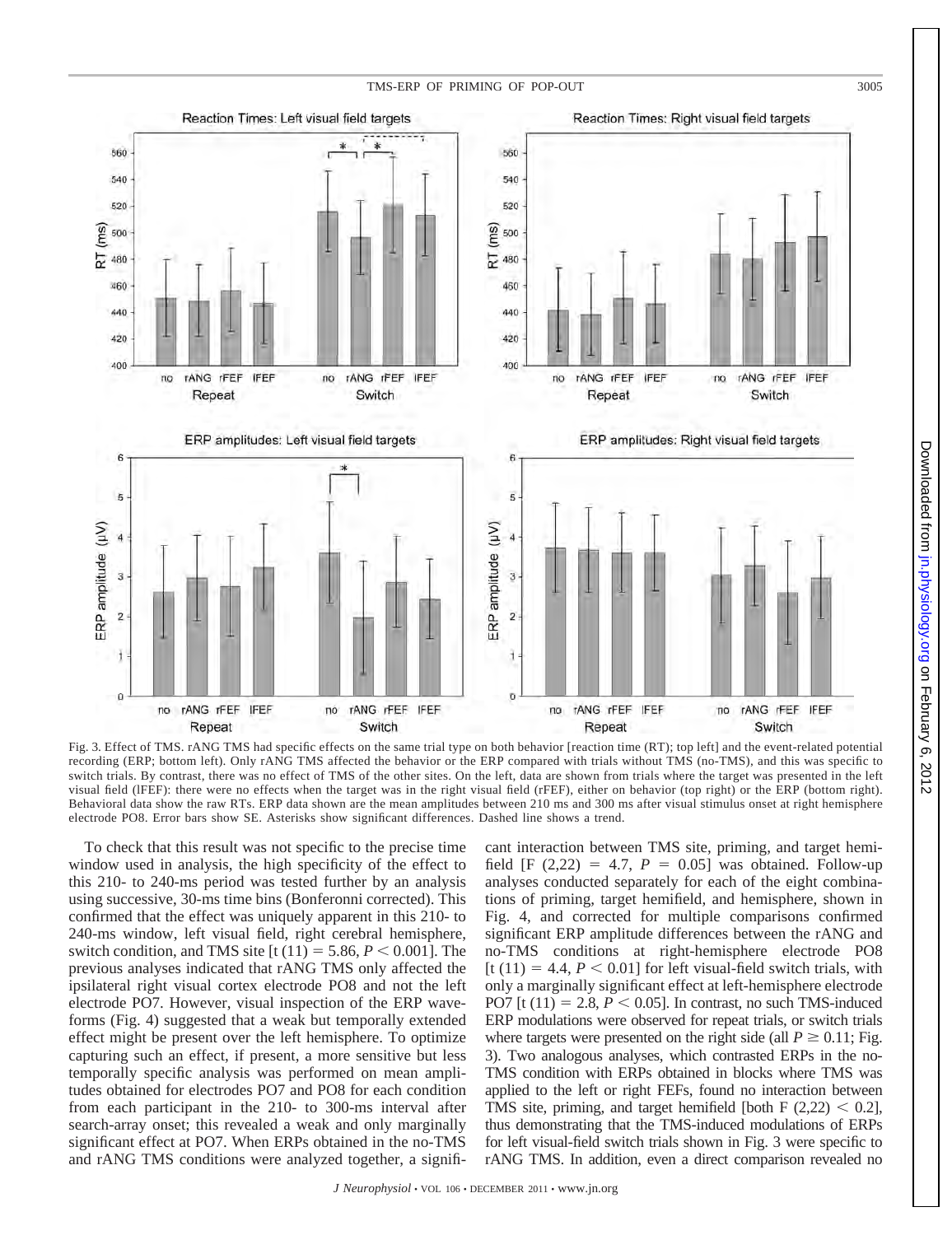Fig. 3. Effect of TMS. rANG TMS had specific effects on the same trial type on both behavior [reaction time (RT); top left] and the event-related potential recording (ERP; bottom left). Only rANG TMS affected the behavior or the ERP compared with trials without TMS (no-TMS), and this was specific to switch trials. By contrast, there was no effect of TMS of the other sites. On the left, data are shown from trials where the target was presented in the left visual field (lFEF): there were no effects when the target was in the right visual field (rFEF), either on behavior (top right) or the ERP (bottom right). Behavioral data show the raw RTs. ERP data shown are the mean amplitudes between 210 ms and 300 ms after visual stimulus onset at right hemisphere electrode PO8. Error bars show SE. Asterisks show significant differences. Dashed line shows a trend.

To check that this result was not specific to the precise time window used in analysis, the high specificity of the effect to this 210- to 240-ms period was tested further by an analysis using successive, 30-ms time bins (Bonferonni corrected). This confirmed that the effect was uniquely apparent in this 210- to 240-ms window, left visual field, right cerebral hemisphere, switch condition, and TMS site [$t(11) = 5.86$, $P < 0.001$]. The previous analyses indicated that rANG TMS only affected the ipsilateral right visual cortex electrode PO8 and not the left electrode PO7. However, visual inspection of the ERP waveforms (Fig. 4) suggested that a weak but temporally extended effect might be present over the left hemisphere. To optimize capturing such an effect, if present, a more sensitive but less temporally specific analysis was performed on mean amplitudes obtained for electrodes PO7 and PO8 for each condition from each participant in the 210- to 300-ms interval after search-array onset; this revealed a weak and only marginally significant effect at PO7. When ERPs obtained in the no-TMS and rANG TMS conditions were analyzed together, a significant interaction between TMS site, priming, and target hemifield [$F(2,22) = 4.7$, $P = 0.05$] was obtained. Follow-up analyses conducted separately for each of the eight combinations of priming, target hemifield, and hemisphere, shown in Fig. 4, and corrected for multiple comparisons confirmed significant ERP amplitude differences between the rANG and no-TMS conditions at right-hemisphere electrode PO8 [$t(11) = 4.4$, $P < 0.01$] for left visual-field switch trials, with only a marginally significant effect at left-hemisphere electrode PO7 [$t(11) = 2.8$, $P < 0.05$]. In contrast, no such TMS-induced ERP modulations were observed for repeat trials, or switch trials where targets were presented on the right side (all $P \geq 0.11$; Fig. 3). Two analogous analyses, which contrasted ERPs in the no-TMS condition with ERPs obtained in blocks where TMS was applied to the left or right FEFs, found no interaction between TMS site, priming, and target hemifield [both $F(2,22) < 0.2$], thus demonstrating that the TMS-induced modulations of ERPs for left visual-field switch trials shown in Fig. 3 were specific to rANG TMS. In addition, even a direct comparison revealed no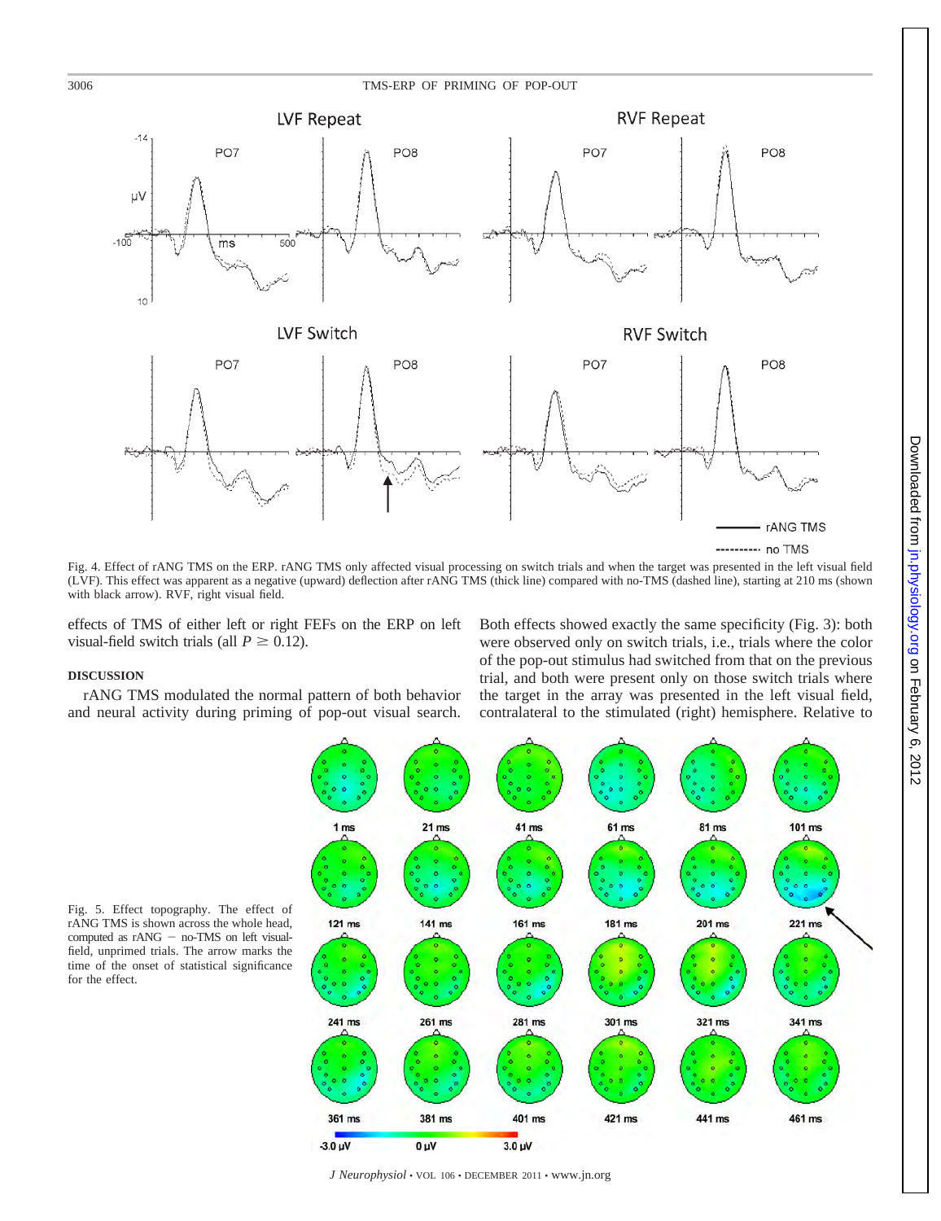Fig. 4. Effect of rANG TMS on the ERP. rANG TMS only affected visual processing on switch trials and when the target was presented in the left visual field (LVF). This effect was apparent as a negative (upward) deflection after rANG TMS (thick line) compared with no-TMS (dashed line), starting at 210 ms (shown with black arrow). RVF, right visual field.

effects of TMS of either left or right FEFs on the ERP on left visual-field switch trials (all $P \geq 0.12$).

## DISCUSSION

rANG TMS modulated the normal pattern of both behavior and neural activity during priming of pop-out visual search. Both effects showed exactly the same specificity (Fig. 3): both were observed only on switch trials, i.e., trials where the color of the pop-out stimulus had switched from that on the previous trial, and both were present only on those switch trials where the target in the array was presented in the left visual field, contralateral to the stimulated (right) hemisphere. Relative to

Fig. 5. Effect topography. The effect of rANG TMS is shown across the whole head, computed as rANG − no-TMS on left visual-field, unprimed trials. The arrow marks the time of the onset of statistical significance for the effect.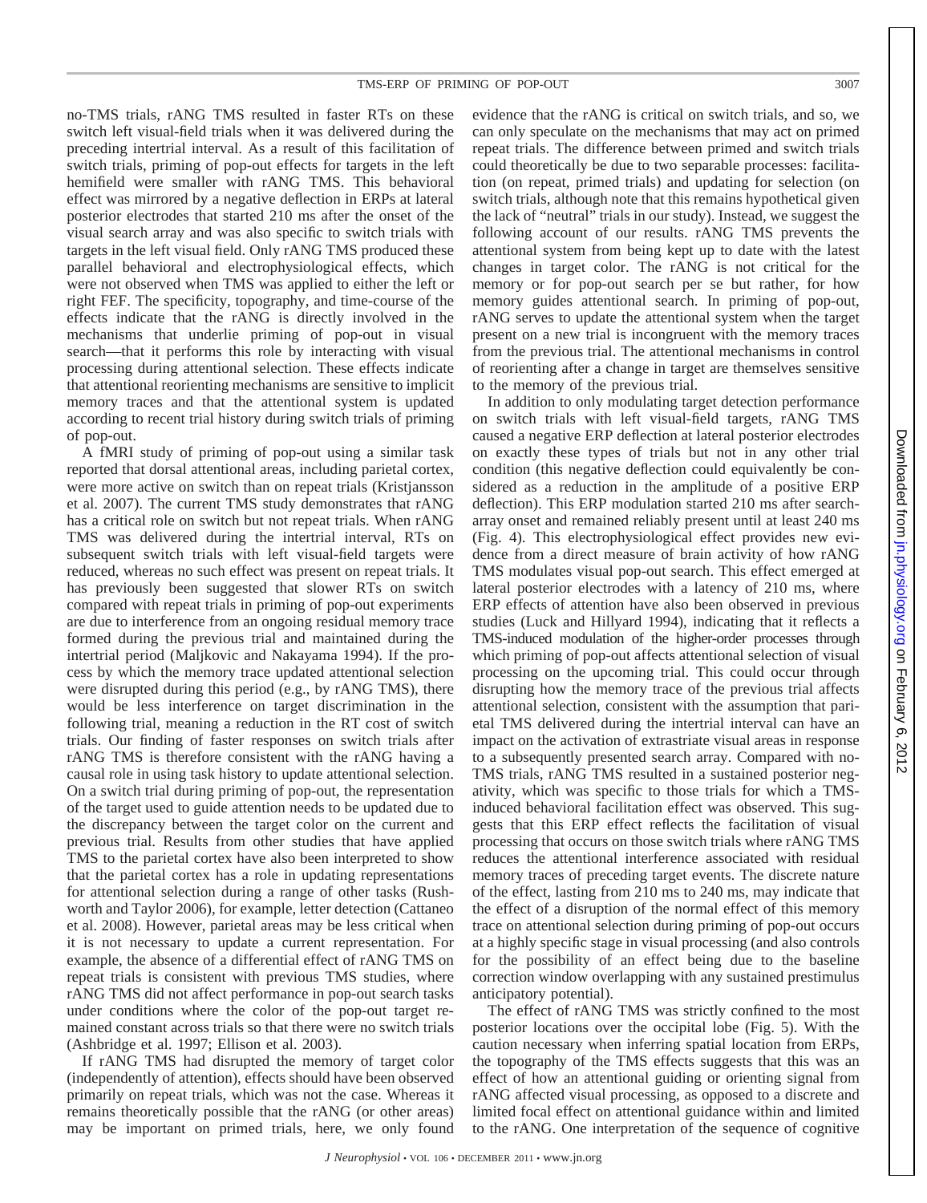no-TMS trials, rANG TMS resulted in faster RTs on these switch left visual-field trials when it was delivered during the preceding intertrial interval. As a result of this facilitation of switch trials, priming of pop-out effects for targets in the left hemifield were smaller with rANG TMS. This behavioral effect was mirrored by a negative deflection in ERPs at lateral posterior electrodes that started 210 ms after the onset of the visual search array and was also specific to switch trials with targets in the left visual field. Only rANG TMS produced these parallel behavioral and electrophysiological effects, which were not observed when TMS was applied to either the left or right FEF. The specificity, topography, and time-course of the effects indicate that the rANG is directly involved in the mechanisms that underlie priming of pop-out in visual search—that it performs this role by interacting with visual processing during attentional selection. These effects indicate that attentional reorienting mechanisms are sensitive to implicit memory traces and that the attentional system is updated according to recent trial history during switch trials of priming of pop-out.

A fMRI study of priming of pop-out using a similar task reported that dorsal attentional areas, including parietal cortex, were more active on switch than on repeat trials (Kristjansson et al. 2007). The current TMS study demonstrates that rANG has a critical role on switch but not repeat trials. When rANG TMS was delivered during the intertrial interval, RTs on subsequent switch trials with left visual-field targets were reduced, whereas no such effect was present on repeat trials. It has previously been suggested that slower RTs on switch compared with repeat trials in priming of pop-out experiments are due to interference from an ongoing residual memory trace formed during the previous trial and maintained during the intertrial period (Maljkovic and Nakayama 1994). If the process by which the memory trace updated attentional selection were disrupted during this period (e.g., by rANG TMS), there would be less interference on target discrimination in the following trial, meaning a reduction in the RT cost of switch trials. Our finding of faster responses on switch trials after rANG TMS is therefore consistent with the rANG having a causal role in using task history to update attentional selection. On a switch trial during priming of pop-out, the representation of the target used to guide attention needs to be updated due to the discrepancy between the target color on the current and previous trial. Results from other studies that have applied TMS to the parietal cortex have also been interpreted to show that the parietal cortex has a role in updating representations for attentional selection during a range of other tasks (Rushworth and Taylor 2006), for example, letter detection (Cattaneo et al. 2008). However, parietal areas may be less critical when it is not necessary to update a current representation. For example, the absence of a differential effect of rANG TMS on repeat trials is consistent with previous TMS studies, where rANG TMS did not affect performance in pop-out search tasks under conditions where the color of the pop-out target remained constant across trials so that there were no switch trials (Ashbridge et al. 1997; Ellison et al. 2003).

If rANG TMS had disrupted the memory of target color (independently of attention), effects should have been observed primarily on repeat trials, which was not the case. Whereas it remains theoretically possible that the rANG (or other areas) may be important on primed trials, here, we only found evidence that the rANG is critical on switch trials, and so, we can only speculate on the mechanisms that may act on primed repeat trials. The difference between primed and switch trials could theoretically be due to two separable processes: facilitation (on repeat, primed trials) and updating for selection (on switch trials, although note that this remains hypothetical given the lack of "neutral" trials in our study). Instead, we suggest the following account of our results. rANG TMS prevents the attentional system from being kept up to date with the latest changes in target color. The rANG is not critical for the memory or for pop-out search per se but rather, for how memory guides attentional search. In priming of pop-out, rANG serves to update the attentional system when the target present on a new trial is incongruent with the memory traces from the previous trial. The attentional mechanisms in control of reorienting after a change in target are themselves sensitive to the memory of the previous trial.

In addition to only modulating target detection performance on switch trials with left visual-field targets, rANG TMS caused a negative ERP deflection at lateral posterior electrodes on exactly these types of trials but not in any other trial condition (this negative deflection could equivalently be considered as a reduction in the amplitude of a positive ERP deflection). This ERP modulation started 210 ms after search-array onset and remained reliably present until at least 240 ms (Fig. 4). This electrophysiological effect provides new evidence from a direct measure of brain activity of how rANG TMS modulates visual pop-out search. This effect emerged at lateral posterior electrodes with a latency of 210 ms, where ERP effects of attention have also been observed in previous studies (Luck and Hillyard 1994), indicating that it reflects a TMS-induced modulation of the higher-order processes through which priming of pop-out affects attentional selection of visual processing on the upcoming trial. This could occur through disrupting how the memory trace of the previous trial affects attentional selection, consistent with the assumption that parietal TMS delivered during the intertrial interval can have an impact on the activation of extrastriate visual areas in response to a subsequently presented search array. Compared with no-TMS trials, rANG TMS resulted in a sustained posterior negativity, which was specific to those trials for which a TMS-induced behavioral facilitation effect was observed. This suggests that this ERP effect reflects the facilitation of visual processing that occurs on those switch trials where rANG TMS reduces the attentional interference associated with residual memory traces of preceding target events. The discrete nature of the effect, lasting from 210 ms to 240 ms, may indicate that the effect of a disruption of the normal effect of this memory trace on attentional selection during priming of pop-out occurs at a highly specific stage in visual processing (and also controls for the possibility of an effect being due to the baseline correction window overlapping with any sustained prestimulus anticipatory potential).

The effect of rANG TMS was strictly confined to the most posterior locations over the occipital lobe (Fig. 5). With the caution necessary when inferring spatial location from ERPs, the topography of the TMS effects suggests that this was an effect of how an attentional guiding or orienting signal from rANG affected visual processing, as opposed to a discrete and limited focal effect on attentional guidance within and limited to the rANG. One interpretation of the sequence of cognitive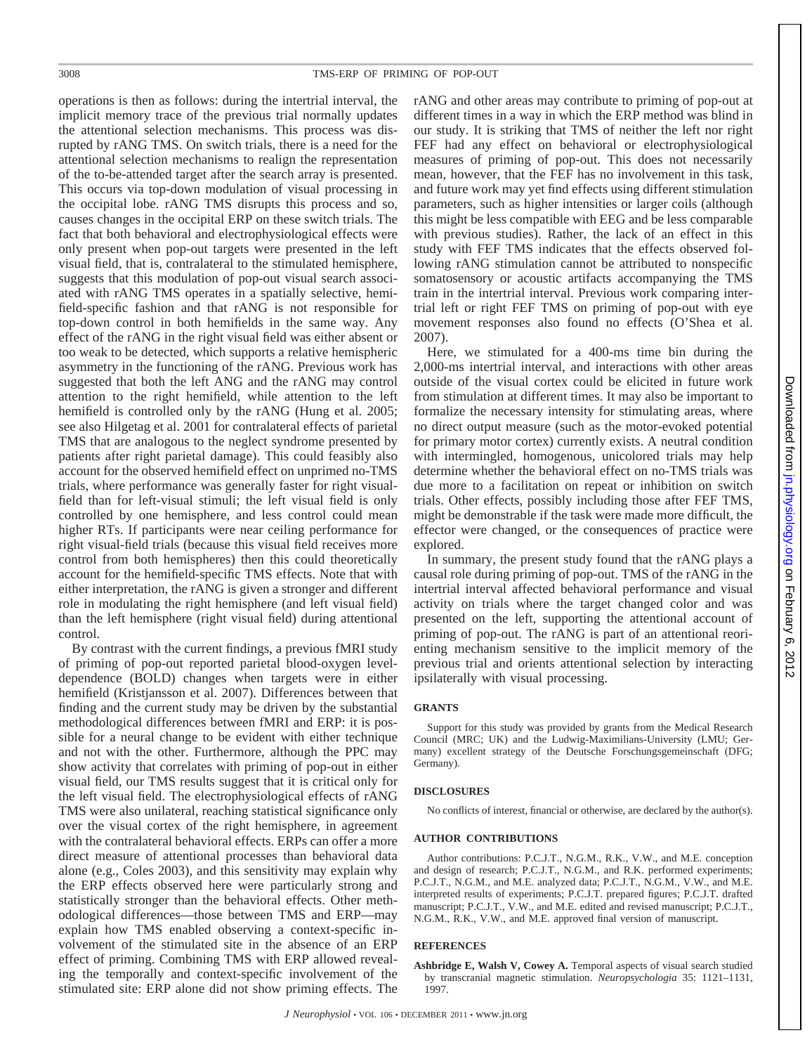operations is then as follows: during the intertrial interval, the implicit memory trace of the previous trial normally updates the attentional selection mechanisms. This process was disrupted by rANG TMS. On switch trials, there is a need for the attentional selection mechanisms to realign the representation of the to-be-attended target after the search array is presented. This occurs via top-down modulation of visual processing in the occipital lobe. rANG TMS disrupts this process and so, causes changes in the occipital ERP on these switch trials. The fact that both behavioral and electrophysiological effects were only present when pop-out targets were presented in the left visual field, that is, contralateral to the stimulated hemisphere, suggests that this modulation of pop-out visual search associated with rANG TMS operates in a spatially selective, hemifield-specific fashion and that rANG is not responsible for top-down control in both hemifields in the same way. Any effect of the rANG in the right visual field was either absent or too weak to be detected, which supports a relative hemispheric asymmetry in the functioning of the rANG. Previous work has suggested that both the left ANG and the rANG may control attention to the right hemifield, while attention to the left hemifield is controlled only by the rANG (Hung et al. 2005; see also Hilgetag et al. 2001 for contralateral effects of parietal TMS that are analogous to the neglect syndrome presented by patients after right parietal damage). This could feasibly also account for the observed hemifield effect on unprimed no-TMS trials, where performance was generally faster for right visual-field than for left-visual stimuli; the left visual field is only controlled by one hemisphere, and less control could mean higher RTs. If participants were near ceiling performance for right visual-field trials (because this visual field receives more control from both hemispheres) then this could theoretically account for the hemifield-specific TMS effects. Note that with either interpretation, the rANG is given a stronger and different role in modulating the right hemisphere (and left visual field) than the left hemisphere (right visual field) during attentional control.

By contrast with the current findings, a previous fMRI study of priming of pop-out reported parietal blood-oxygen level-dependence (BOLD) changes when targets were in either hemifield (Kristjansson et al. 2007). Differences between that finding and the current study may be driven by the substantial methodological differences between fMRI and ERP: it is possible for a neural change to be evident with either technique and not with the other. Furthermore, although the PPC may show activity that correlates with priming of pop-out in either visual field, our TMS results suggest that it is critical only for the left visual field. The electrophysiological effects of rANG TMS were also unilateral, reaching statistical significance only over the visual cortex of the right hemisphere, in agreement with the contralateral behavioral effects. ERPs can offer a more direct measure of attentional processes than behavioral data alone (e.g., Coles 2003), and this sensitivity may explain why the ERP effects observed here were particularly strong and statistically stronger than the behavioral effects. Other methodological differences—those between TMS and ERP—may explain how TMS enabled observing a context-specific involvement of the stimulated site in the absence of an ERP effect of priming. Combining TMS with ERP allowed revealing the temporally and context-specific involvement of the stimulated site: ERP alone did not show priming effects. The rANG and other areas may contribute to priming of pop-out at different times in a way in which the ERP method was blind in our study. It is striking that TMS of neither the left nor right FEF had any effect on behavioral or electrophysiological measures of priming of pop-out. This does not necessarily mean, however, that the FEF has no involvement in this task, and future work may yet find effects using different stimulation parameters, such as higher intensities or larger coils (although this might be less compatible with EEG and be less comparable with previous studies). Rather, the lack of an effect in this study with FEF TMS indicates that the effects observed following rANG stimulation cannot be attributed to nonspecific somatosensory or acoustic artifacts accompanying the TMS train in the intertrial interval. Previous work comparing intertrial left or right FEF TMS on priming of pop-out with eye movement responses also found no effects (O'Shea et al. 2007).

Here, we stimulated for a 400-ms time bin during the 2,000-ms intertrial interval, and interactions with other areas outside of the visual cortex could be elicited in future work from stimulation at different times. It may also be important to formalize the necessary intensity for stimulating areas, where no direct output measure (such as the motor-evoked potential for primary motor cortex) currently exists. A neutral condition with intermingled, homogenous, unicolored trials may help determine whether the behavioral effect on no-TMS trials was due more to a facilitation on repeat or inhibition on switch trials. Other effects, possibly including those after FEF TMS, might be demonstrable if the task were made more difficult, the effector were changed, or the consequences of practice were explored.

In summary, the present study found that the rANG plays a causal role during priming of pop-out. TMS of the rANG in the intertrial interval affected behavioral performance and visual activity on trials where the target changed color and was presented on the left, supporting the attentional account of priming of pop-out. The rANG is part of an attentional reorienting mechanism sensitive to the implicit memory of the previous trial and orients attentional selection by interacting ipsilaterally with visual processing.

## GRANTS

Support for this study was provided by grants from the Medical Research Council (MRC; UK) and the Ludwig-Maximilians-University (LMU; Germany) excellent strategy of the Deutsche Forschungsgemeinschaft (DFG; Germany).

## DISCLOSURES

No conflicts of interest, financial or otherwise, are declared by the author(s).

## AUTHOR CONTRIBUTIONS

Author contributions: P.C.J.T., N.G.M., R.K., V.W., and M.E. conception and design of research; P.C.J.T., N.G.M., and R.K. performed experiments; P.C.J.T., N.G.M., and M.E. analyzed data; P.C.J.T., N.G.M., V.W., and M.E. interpreted results of experiments; P.C.J.T. prepared figures; P.C.J.T. drafted manuscript; P.C.J.T., V.W., and M.E. edited and revised manuscript; P.C.J.T., N.G.M., R.K., V.W., and M.E. approved final version of manuscript.

## REFERENCES

**Ashbridge E, Walsh V, Cowey A.** Temporal aspects of visual search studied by transcranial magnetic stimulation. *Neuropsychologia* 35: 1121–1131, 1997.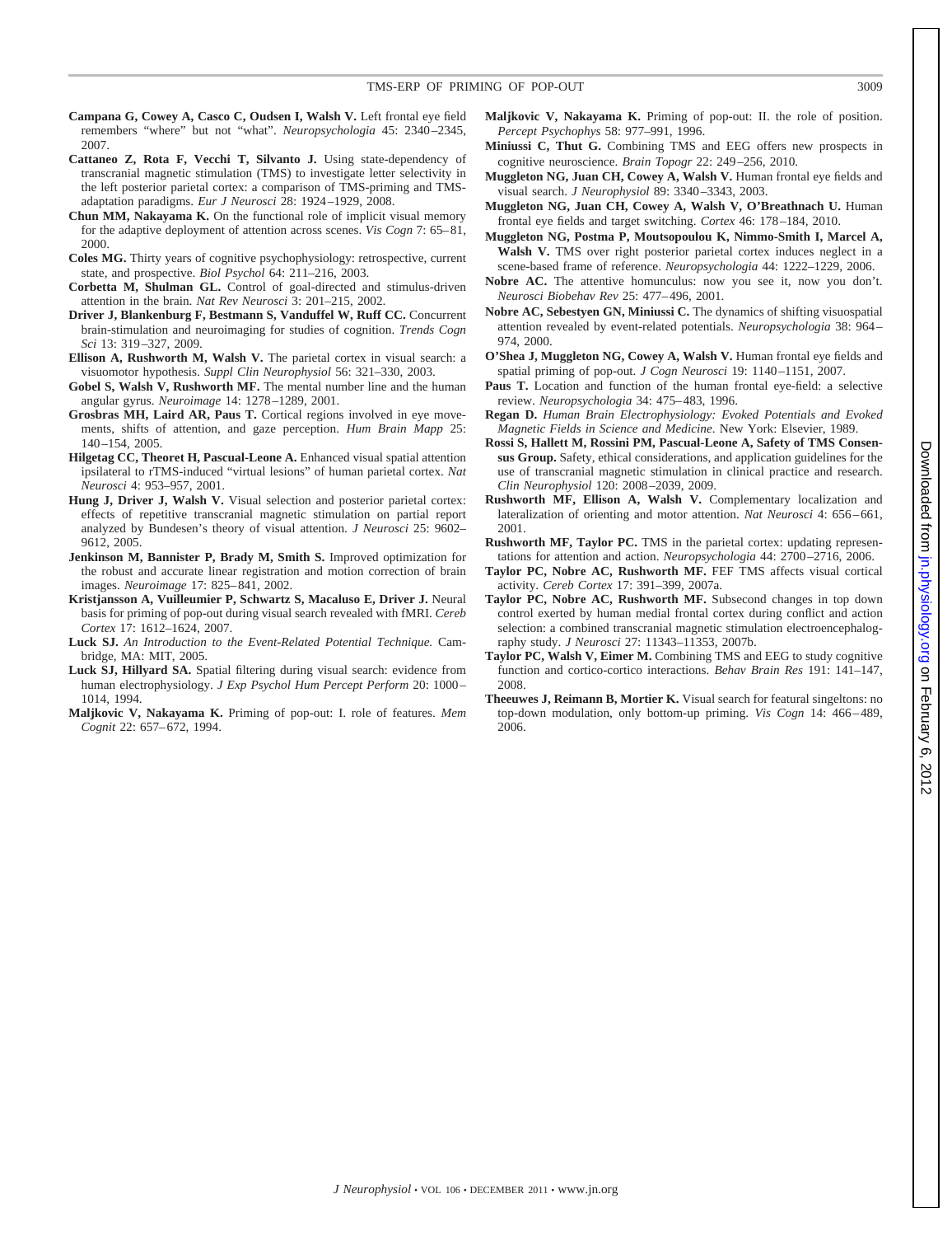**Campana G, Cowey A, Casco C, Oudsen I, Walsh V.** Left frontal eye field remembers "where" but not "what". *Neuropsychologia* 45: 2340–2345, 2007.

**Cattaneo Z, Rota F, Vecchi T, Silvanto J.** Using state-dependency of transcranial magnetic stimulation (TMS) to investigate letter selectivity in the left posterior parietal cortex: a comparison of TMS-priming and TMS-adaptation paradigms. *Eur J Neurosci* 28: 1924–1929, 2008.

**Chun MM, Nakayama K.** On the functional role of implicit visual memory for the adaptive deployment of attention across scenes. *Vis Cogn* 7: 65–81, 2000.

**Coles MG.** Thirty years of cognitive psychophysiology: retrospective, current state, and prospective. *Biol Psychol* 64: 211–216, 2003.

**Corbetta M, Shulman GL.** Control of goal-directed and stimulus-driven attention in the brain. *Nat Rev Neurosci* 3: 201–215, 2002.

**Driver J, Blankenburg F, Bestmann S, Vanduffel W, Ruff CC.** Concurrent brain-stimulation and neuroimaging for studies of cognition. *Trends Cogn Sci* 13: 319–327, 2009.

**Ellison A, Rushworth M, Walsh V.** The parietal cortex in visual search: a visuomotor hypothesis. *Suppl Clin Neurophysiol* 56: 321–330, 2003.

**Gobel S, Walsh V, Rushworth MF.** The mental number line and the human angular gyrus. *Neuroimage* 14: 1278–1289, 2001.

**Grosbras MH, Laird AR, Paus T.** Cortical regions involved in eye movements, shifts of attention, and gaze perception. *Hum Brain Mapp* 25: 140–154, 2005.

**Hilgetag CC, Theoret H, Pascual-Leone A.** Enhanced visual spatial attention ipsilateral to rTMS-induced "virtual lesions" of human parietal cortex. *Nat Neurosci* 4: 953–957, 2001.

**Hung J, Driver J, Walsh V.** Visual selection and posterior parietal cortex: effects of repetitive transcranial magnetic stimulation on partial report analyzed by Bundesen's theory of visual attention. *J Neurosci* 25: 9602–9612, 2005.

**Jenkinson M, Bannister P, Brady M, Smith S.** Improved optimization for the robust and accurate linear registration and motion correction of brain images. *Neuroimage* 17: 825–841, 2002.

**Kristjansson A, Vuilleumier P, Schwartz S, Macaluso E, Driver J.** Neural basis for priming of pop-out during visual search revealed with fMRI. *Cereb Cortex* 17: 1612–1624, 2007.

**Luck SJ.** *An Introduction to the Event-Related Potential Technique.* Cambridge, MA: MIT, 2005.

**Luck SJ, Hillyard SA.** Spatial filtering during visual search: evidence from human electrophysiology. *J Exp Psychol Hum Percept Perform* 20: 1000–1014, 1994.

**Maljkovic V, Nakayama K.** Priming of pop-out: I. role of features. *Mem Cognit* 22: 657–672, 1994.

**Maljkovic V, Nakayama K.** Priming of pop-out: II. the role of position. *Percept Psychophys* 58: 977–991, 1996.

**Miniussi C, Thut G.** Combining TMS and EEG offers new prospects in cognitive neuroscience. *Brain Topogr* 22: 249–256, 2010.

**Muggleton NG, Juan CH, Cowey A, Walsh V.** Human frontal eye fields and visual search. *J Neurophysiol* 89: 3340–3343, 2003.

**Muggleton NG, Juan CH, Cowey A, Walsh V, O'Breathnach U.** Human frontal eye fields and target switching. *Cortex* 46: 178–184, 2010.

**Muggleton NG, Postma P, Moutsopoulou K, Nimmo-Smith I, Marcel A, Walsh V.** TMS over right posterior parietal cortex induces neglect in a scene-based frame of reference. *Neuropsychologia* 44: 1222–1229, 2006.

**Nobre AC.** The attentive homunculus: now you see it, now you don't. *Neurosci Biobehav Rev* 25: 477–496, 2001.

**Nobre AC, Sebestyen GN, Miniussi C.** The dynamics of shifting visuospatial attention revealed by event-related potentials. *Neuropsychologia* 38: 964–974, 2000.

**O'Shea J, Muggleton NG, Cowey A, Walsh V.** Human frontal eye fields and spatial priming of pop-out. *J Cogn Neurosci* 19: 1140–1151, 2007.

**Paus T.** Location and function of the human frontal eye-field: a selective review. *Neuropsychologia* 34: 475–483, 1996.

**Regan D.** *Human Brain Electrophysiology: Evoked Potentials and Evoked Magnetic Fields in Science and Medicine*. New York: Elsevier, 1989.

**Rossi S, Hallett M, Rossini PM, Pascual-Leone A, Safety of TMS Consensus Group.** Safety, ethical considerations, and application guidelines for the use of transcranial magnetic stimulation in clinical practice and research. *Clin Neurophysiol* 120: 2008–2039, 2009.

**Rushworth MF, Ellison A, Walsh V.** Complementary localization and lateralization of orienting and motor attention. *Nat Neurosci* 4: 656–661, 2001.

**Rushworth MF, Taylor PC.** TMS in the parietal cortex: updating representations for attention and action. *Neuropsychologia* 44: 2700–2716, 2006.

**Taylor PC, Nobre AC, Rushworth MF.** FEF TMS affects visual cortical activity. *Cereb Cortex* 17: 391–399, 2007a.

**Taylor PC, Nobre AC, Rushworth MF.** Subsecond changes in top down control exerted by human medial frontal cortex during conflict and action selection: a combined transcranial magnetic stimulation electroencephalography study. *J Neurosci* 27: 11343–11353, 2007b.

**Taylor PC, Walsh V, Eimer M.** Combining TMS and EEG to study cognitive function and cortico-cortico interactions. *Behav Brain Res* 191: 141–147, 2008.

**Theeuwes J, Reimann B, Mortier K.** Visual search for featural singeltons: no top-down modulation, only bottom-up priming. *Vis Cogn* 14: 466–489, 2006.